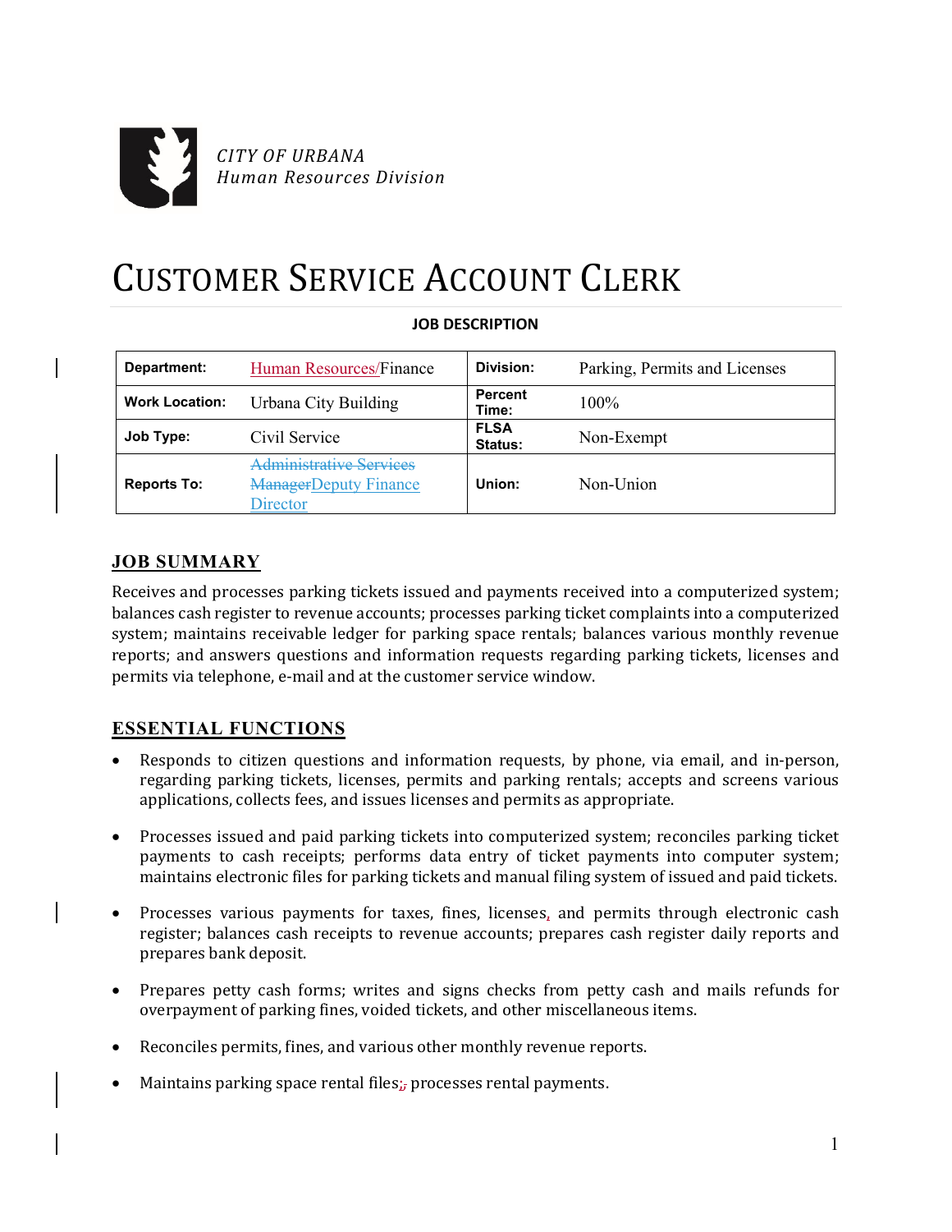*CITY OF URBANA*
*Human Resources Division*

# CUSTOMER SERVICE ACCOUNT CLERK

**JOB DESCRIPTION**

| **Department:** | Human Resources/Finance | **Division:** | Parking, Permits and Licenses |
|---|---|---|---|
| **Work Location:** | Urbana City Building | **Percent Time:** | 100% |
| **Job Type:** | Civil Service | **FLSA Status:** | Non-Exempt |
| **Reports To:** | ~~Administrative Services Manager~~Deputy Finance Director | **Union:** | Non-Union |

## JOB SUMMARY

Receives and processes parking tickets issued and payments received into a computerized system; balances cash register to revenue accounts; processes parking ticket complaints into a computerized system; maintains receivable ledger for parking space rentals; balances various monthly revenue reports; and answers questions and information requests regarding parking tickets, licenses and permits via telephone, e-mail and at the customer service window.

## ESSENTIAL FUNCTIONS

- Responds to citizen questions and information requests, by phone, via email, and in-person, regarding parking tickets, licenses, permits and parking rentals; accepts and screens various applications, collects fees, and issues licenses and permits as appropriate.

- Processes issued and paid parking tickets into computerized system; reconciles parking ticket payments to cash receipts; performs data entry of ticket payments into computer system; maintains electronic files for parking tickets and manual filing system of issued and paid tickets.

- Processes various payments for taxes, fines, licenses, and permits through electronic cash register; balances cash receipts to revenue accounts; prepares cash register daily reports and prepares bank deposit.

- Prepares petty cash forms; writes and signs checks from petty cash and mails refunds for overpayment of parking fines, voided tickets, and other miscellaneous items.

- Reconciles permits, fines, and various other monthly revenue reports.

- Maintains parking space rental files;~~,~~ processes rental payments.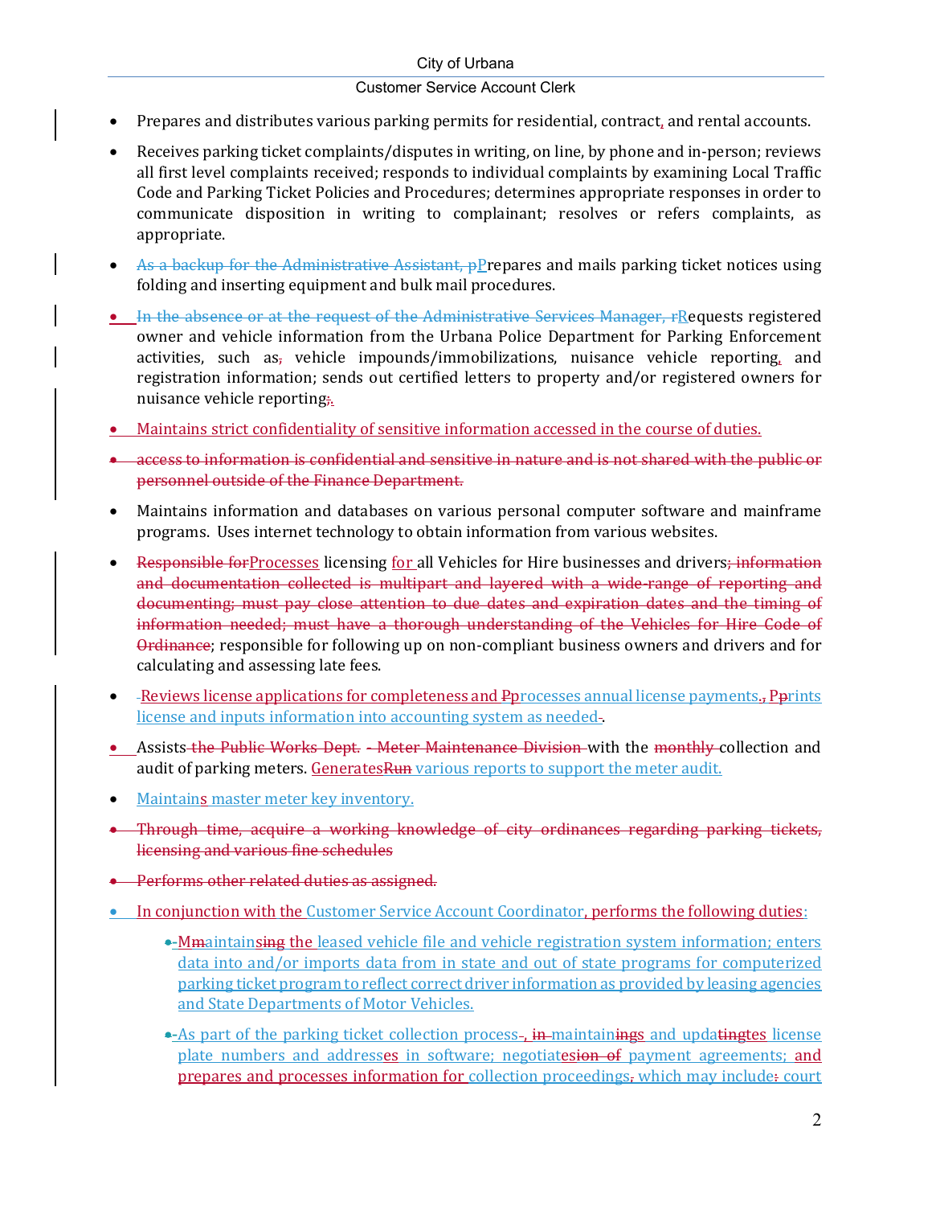- Prepares and distributes various parking permits for residential, contract, and rental accounts.
- Receives parking ticket complaints/disputes in writing, on line, by phone and in-person; reviews all first level complaints received; responds to individual complaints by examining Local Traffic Code and Parking Ticket Policies and Procedures; determines appropriate responses in order to communicate disposition in writing to complainant; resolves or refers complaints, as appropriate.
- ~~As a backup for the Administrative Assistant, p~~Prepares and mails parking ticket notices using folding and inserting equipment and bulk mail procedures.
- ~~In the absence or at the request of the Administrative Services Manager, r~~Requests registered owner and vehicle information from the Urbana Police Department for Parking Enforcement activities, such as~~,~~ vehicle impounds/immobilizations, nuisance vehicle reporting, and registration information; sends out certified letters to property and/or registered owners for nuisance vehicle reporting~~;~~.
- Maintains strict confidentiality of sensitive information accessed in the course of duties.
- ~~access to information is confidential and sensitive in nature and is not shared with the public or personnel outside of the Finance Department.~~
- Maintains information and databases on various personal computer software and mainframe programs. Uses internet technology to obtain information from various websites.
- ~~Responsible for~~Processes licensing for all Vehicles for Hire businesses and drivers~~; information and documentation collected is multipart and layered with a wide-range of reporting and documenting; must pay close attention to due dates and expiration dates and the timing of information needed; must have a thorough understanding of the Vehicles for Hire Code of Ordinance~~; responsible for following up on non-compliant business owners and drivers and for calculating and assessing late fees.
- ~~-~~Reviews license applications for completeness and ~~P~~processes annual license payments.~~,~~ ~~P~~prints license and inputs information into accounting system as needed~~-~~.
- Assists~~ the Public Works Dept. - Meter Maintenance Division~~ with the ~~monthly~~ collection and audit of parking meters. Generates~~Run~~ various reports to support the meter audit.
- Maintains master meter key inventory.
- ~~Through time, acquire a working knowledge of city ordinances regarding parking tickets, licensing and various fine schedules~~
- ~~Performs other related duties as assigned.~~
- In conjunction with the Customer Service Account Coordinator, performs the following duties:
  - ~~-~~M~~m~~aintains~~ing~~ the leased vehicle file and vehicle registration system information; enters data into and/or imports data from in state and out of state programs for computerized parking ticket program to reflect correct driver information as provided by leasing agencies and State Departments of Motor Vehicles.
  - ~~-~~As part of the parking ticket collection process~~-~~, ~~in~~ maintain~~ing~~s and updat~~ting~~es license plate numbers and addresses in software; negotiat~~esion of~~es payment agreements; and prepares and processes information for collection proceedings~~,~~ which may include~~:~~ court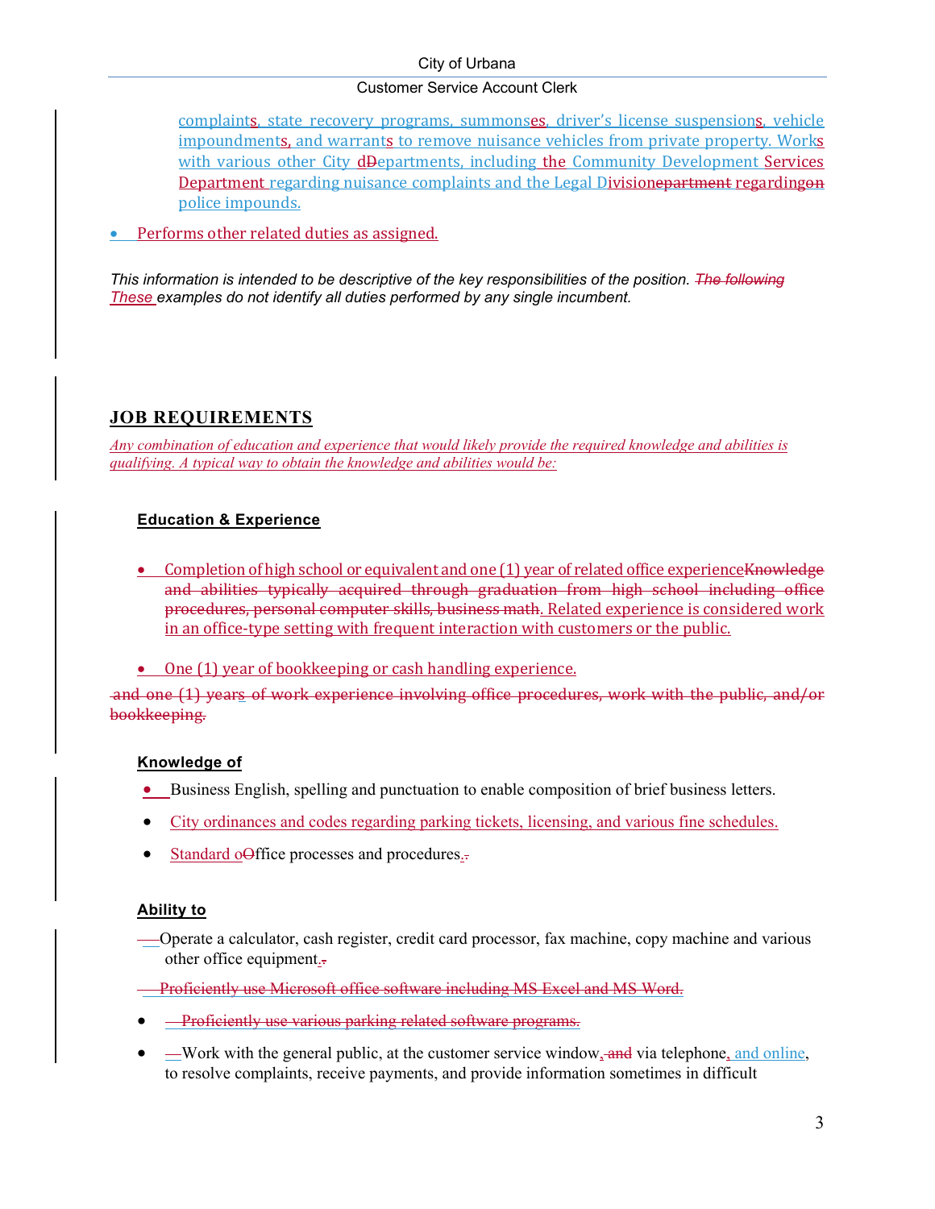complaints, state recovery programs, summonses, driver's license suspensions, vehicle impoundments, and warrants to remove nuisance vehicles from private property. Works with various other City d~~D~~epartments, including the Community Development Services Department regarding nuisance complaints and the Legal Division~~epartment~~ regarding~~on~~ police impounds.

- Performs other related duties as assigned.

*This information is intended to be descriptive of the key responsibilities of the position. ~~The following~~ These examples do not identify all duties performed by any single incumbent.*

## JOB REQUIREMENTS

*Any combination of education and experience that would likely provide the required knowledge and abilities is qualifying. A typical way to obtain the knowledge and abilities would be:*

### Education & Experience

- Completion of high school or equivalent and one (1) year of related office experience~~Knowledge and abilities typically acquired through graduation from high school including office procedures, personal computer skills, business math~~. Related experience is considered work in an office-type setting with frequent interaction with customers or the public.

- One (1) year of bookkeeping or cash handling experience.

~~and one (1) years of work experience involving office procedures, work with the public, and/or bookkeeping.~~

### Knowledge of

- Business English, spelling and punctuation to enable composition of brief business letters.
- City ordinances and codes regarding parking tickets, licensing, and various fine schedules.
- Standard o~~O~~ffice processes and procedures.

### Ability to

- Operate a calculator, cash register, credit card processor, fax machine, copy machine and various other office equipment.
- ~~Proficiently use Microsoft office software including MS Excel and MS Word.~~
- ~~Proficiently use various parking related software programs.~~
- Work with the general public, at the customer service window, ~~and~~ via telephone, and online, to resolve complaints, receive payments, and provide information sometimes in difficult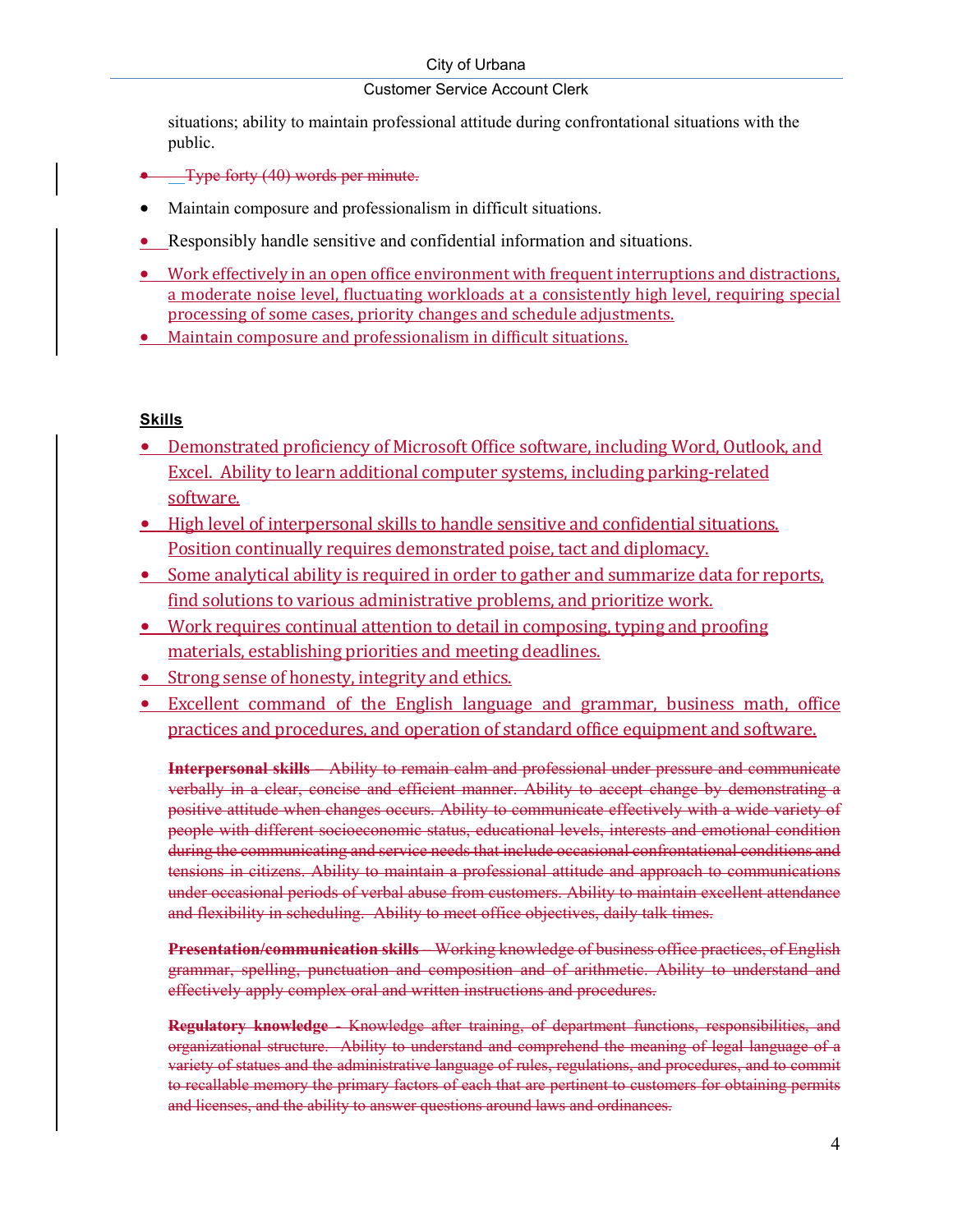situations; ability to maintain professional attitude during confrontational situations with the public.

- ~~Type forty (40) words per minute.~~
- Maintain composure and professionalism in difficult situations.
- Responsibly handle sensitive and confidential information and situations.
- Work effectively in an open office environment with frequent interruptions and distractions, a moderate noise level, fluctuating workloads at a consistently high level, requiring special processing of some cases, priority changes and schedule adjustments.
- Maintain composure and professionalism in difficult situations.

**Skills**

- Demonstrated proficiency of Microsoft Office software, including Word, Outlook, and Excel. Ability to learn additional computer systems, including parking-related software.
- High level of interpersonal skills to handle sensitive and confidential situations. Position continually requires demonstrated poise, tact and diplomacy.
- Some analytical ability is required in order to gather and summarize data for reports, find solutions to various administrative problems, and prioritize work.
- Work requires continual attention to detail in composing, typing and proofing materials, establishing priorities and meeting deadlines.
- Strong sense of honesty, integrity and ethics.
- Excellent command of the English language and grammar, business math, office practices and procedures, and operation of standard office equipment and software.

~~**Interpersonal skills** – Ability to remain calm and professional under pressure and communicate verbally in a clear, concise and efficient manner. Ability to accept change by demonstrating a positive attitude when changes occurs. Ability to communicate effectively with a wide variety of people with different socioeconomic status, educational levels, interests and emotional condition during the communicating and service needs that include occasional confrontational conditions and tensions in citizens. Ability to maintain a professional attitude and approach to communications under occasional periods of verbal abuse from customers. Ability to maintain excellent attendance and flexibility in scheduling. Ability to meet office objectives, daily talk times.~~

~~**Presentation/communication skills** – Working knowledge of business office practices, of English grammar, spelling, punctuation and composition and of arithmetic. Ability to understand and effectively apply complex oral and written instructions and procedures.~~

~~**Regulatory knowledge** - Knowledge after training, of department functions, responsibilities, and organizational structure. Ability to understand and comprehend the meaning of legal language of a variety of statues and the administrative language of rules, regulations, and procedures, and to commit to recallable memory the primary factors of each that are pertinent to customers for obtaining permits and licenses, and the ability to answer questions around laws and ordinances.~~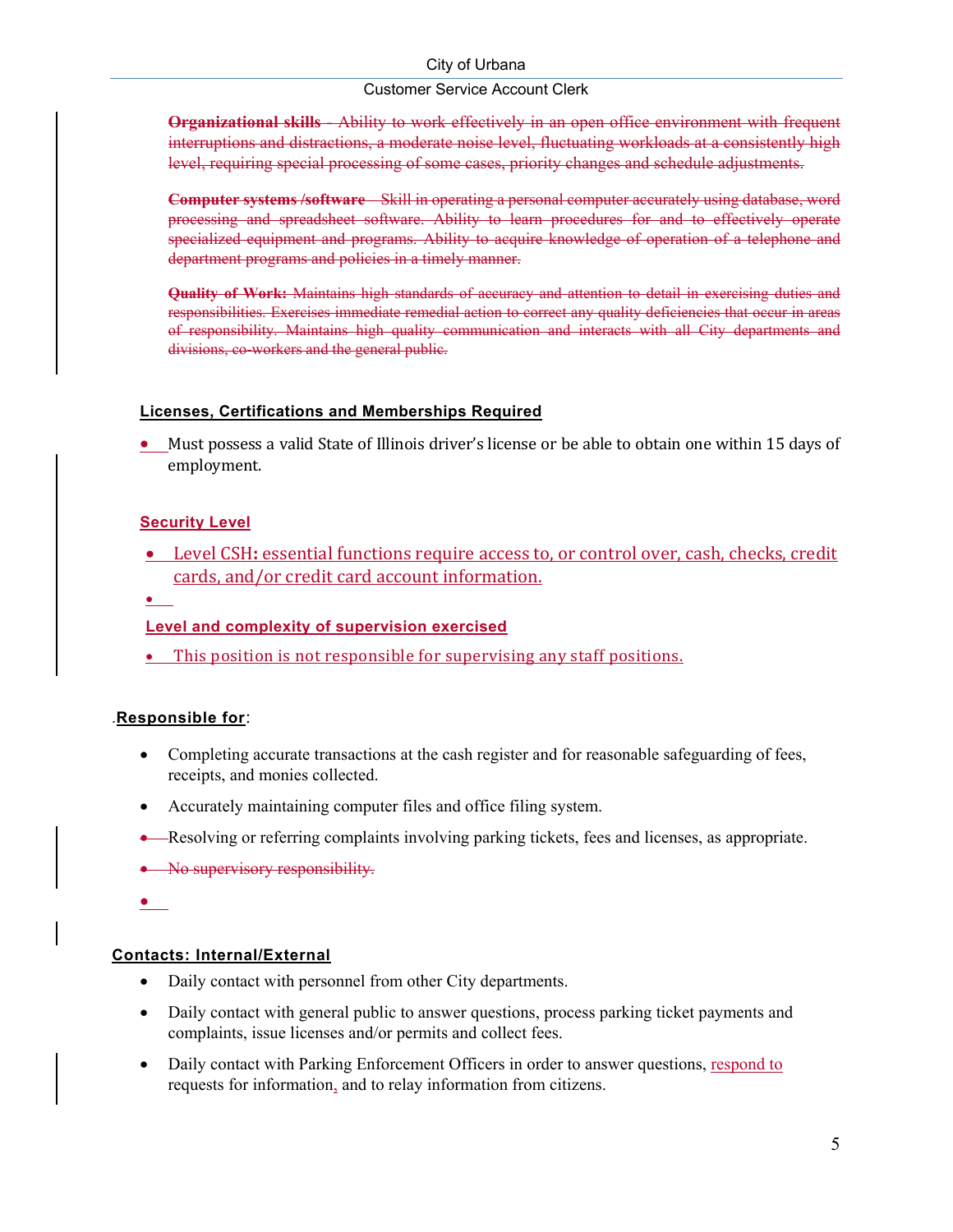~~**Organizational skills** - Ability to work effectively in an open office environment with frequent interruptions and distractions, a moderate noise level, fluctuating workloads at a consistently high level, requiring special processing of some cases, priority changes and schedule adjustments.~~

~~**Computer systems /software** – Skill in operating a personal computer accurately using database, word processing and spreadsheet software. Ability to learn procedures for and to effectively operate specialized equipment and programs. Ability to acquire knowledge of operation of a telephone and department programs and policies in a timely manner.~~

~~**Quality of Work:** Maintains high standards of accuracy and attention to detail in exercising duties and responsibilities. Exercises immediate remedial action to correct any quality deficiencies that occur in areas of responsibility. Maintains high quality communication and interacts with all City departments and divisions, co-workers and the general public.~~

## Licenses, Certifications and Memberships Required

- Must possess a valid State of Illinois driver's license or be able to obtain one within 15 days of employment.

## Security Level

- Level CSH**:** essential functions require access to, or control over, cash, checks, credit cards, and/or credit card account information.
-

## Level and complexity of supervision exercised

- This position is not responsible for supervising any staff positions.

## .Responsible for:

- Completing accurate transactions at the cash register and for reasonable safeguarding of fees, receipts, and monies collected.
- Accurately maintaining computer files and office filing system.
- Resolving or referring complaints involving parking tickets, fees and licenses, as appropriate.
- ~~No supervisory responsibility.~~
-

## Contacts: Internal/External

- Daily contact with personnel from other City departments.
- Daily contact with general public to answer questions, process parking ticket payments and complaints, issue licenses and/or permits and collect fees.
- Daily contact with Parking Enforcement Officers in order to answer questions, respond to requests for information, and to relay information from citizens.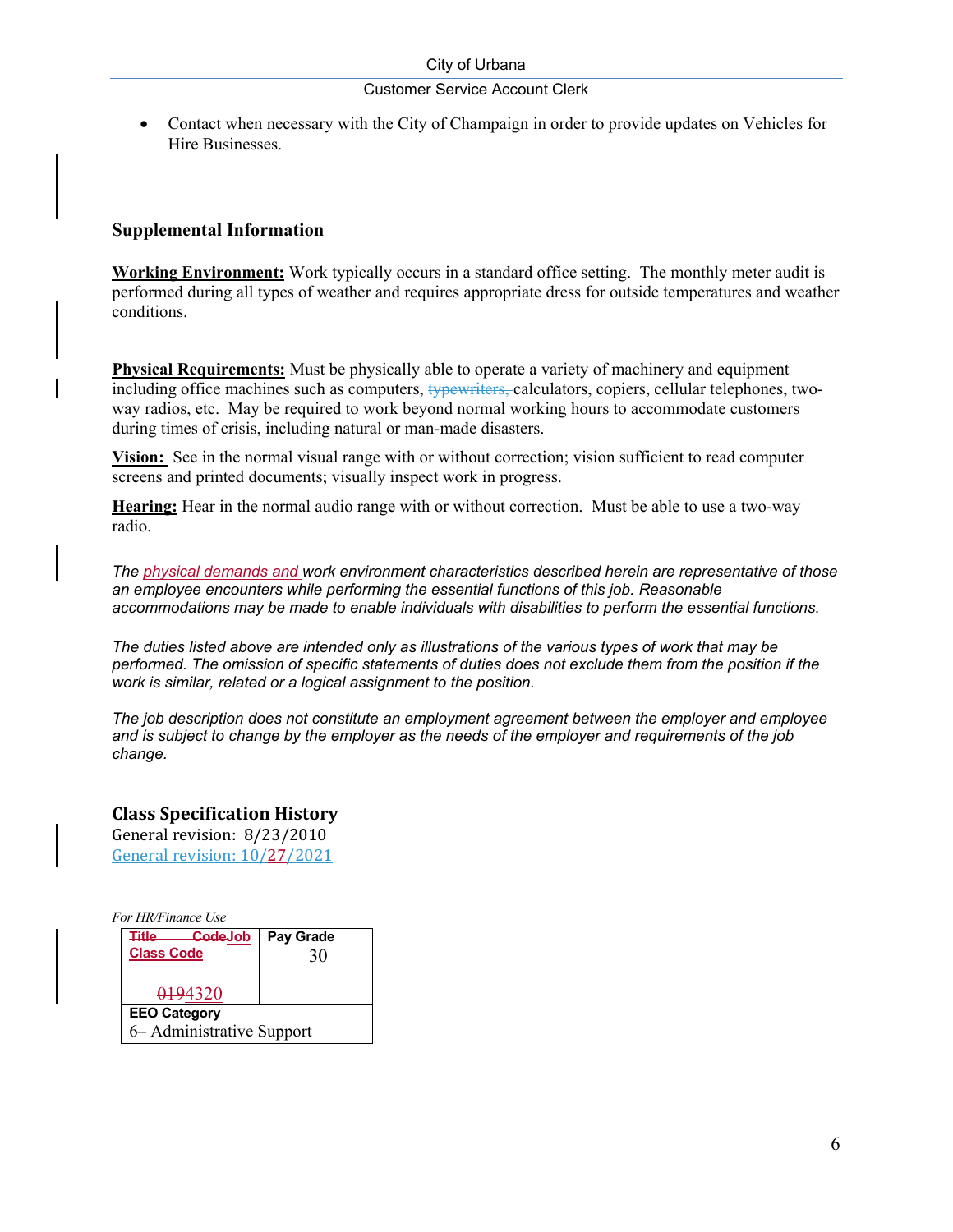- Contact when necessary with the City of Champaign in order to provide updates on Vehicles for Hire Businesses.

## Supplemental Information

**Working Environment:** Work typically occurs in a standard office setting. The monthly meter audit is performed during all types of weather and requires appropriate dress for outside temperatures and weather conditions.

**Physical Requirements:** Must be physically able to operate a variety of machinery and equipment including office machines such as computers, ~~typewriters,~~ calculators, copiers, cellular telephones, two-way radios, etc. May be required to work beyond normal working hours to accommodate customers during times of crisis, including natural or man-made disasters.

**Vision:** See in the normal visual range with or without correction; vision sufficient to read computer screens and printed documents; visually inspect work in progress.

**Hearing:** Hear in the normal audio range with or without correction. Must be able to use a two-way radio.

*The physical demands and work environment characteristics described herein are representative of those an employee encounters while performing the essential functions of this job. Reasonable accommodations may be made to enable individuals with disabilities to perform the essential functions.*

*The duties listed above are intended only as illustrations of the various types of work that may be performed. The omission of specific statements of duties does not exclude them from the position if the work is similar, related or a logical assignment to the position.*

*The job description does not constitute an employment agreement between the employer and employee and is subject to change by the employer as the needs of the employer and requirements of the job change.*

## Class Specification History

General revision: 8/23/2010
General revision: 10/27/2021

*For HR/Finance Use*

| ~~Title Code~~ Job Class Code | Pay Grade |
| --- | --- |
| ~~0194~~ 320 | 30 |
| **EEO Category** 6– Administrative Support | |